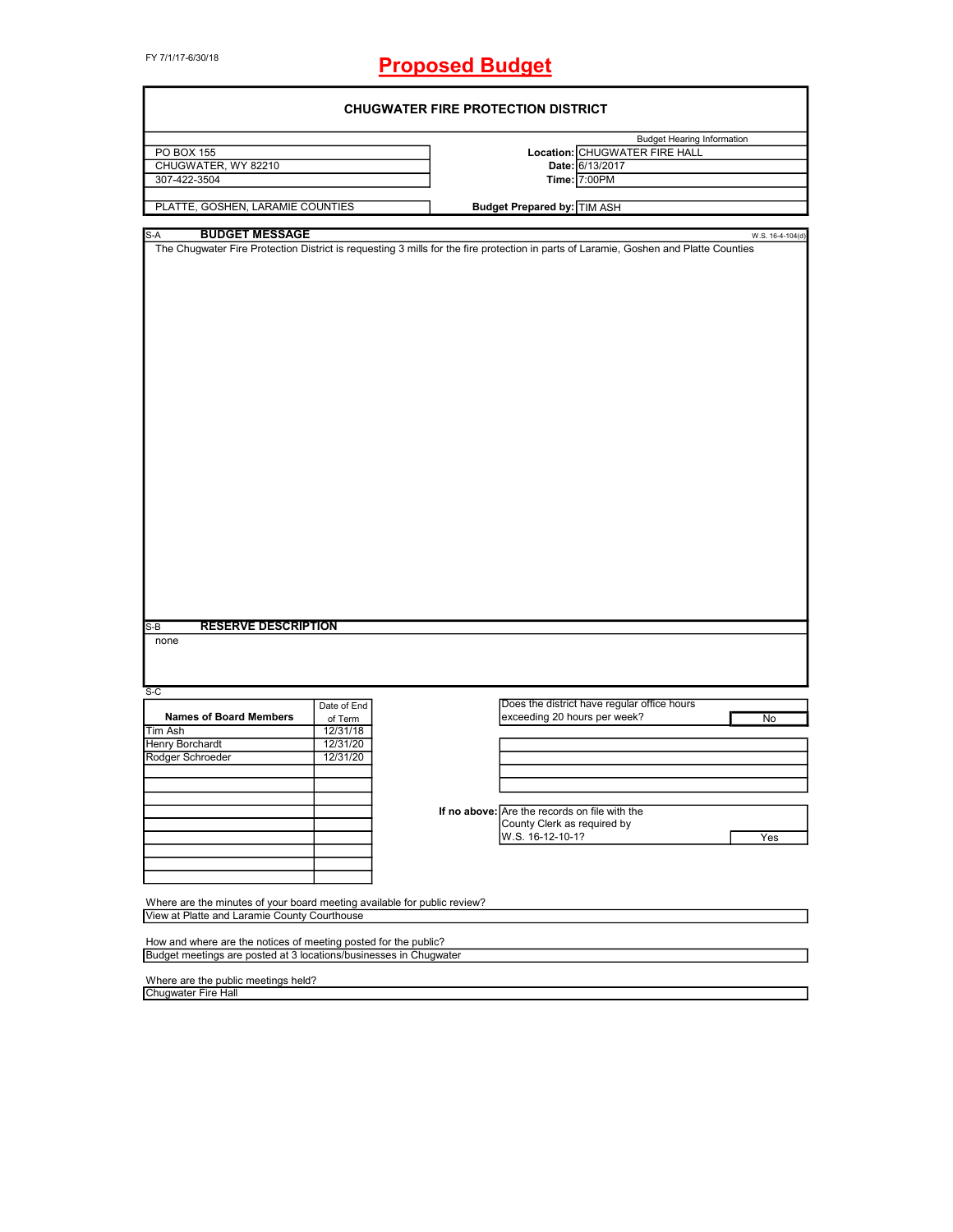FY 7/1/17-6/30/18

# Proposed Budget

## CHUGWATER FIRE PROTECTION DISTRICT

| | | Budget Hearing Information |
|---|---|---|
| PO BOX 155 | **Location:** | CHUGWATER FIRE HALL |
| CHUGWATER, WY 82210 | **Date:** | 6/13/2017 |
| 307-422-3504 | **Time:** | 7:00PM |
| PLATTE, GOSHEN, LARAMIE COUNTIES | **Budget Prepared by:** | TIM ASH |

S-A **BUDGET MESSAGE** W.S. 16-4-104(d)

The Chugwater Fire Protection District is requesting 3 mills for the fire protection in parts of Laramie, Goshen and Platte Counties

S-B **RESERVE DESCRIPTION**

none

S-C

| Names of Board Members | Date of End of Term |
|---|---|
| Tim Ash | 12/31/18 |
| Henry Borchardt | 12/31/20 |
| Rodger Schroeder | 12/31/20 |

| | |
|---|---|
| Does the district have regular office hours exceeding 20 hours per week? | No |

| | | |
|---|---|---|
| **If no above:** | Are the records on file with the County Clerk as required by W.S. 16-12-10-1? | Yes |

Where are the minutes of your board meeting available for public review?

View at Platte and Laramie County Courthouse

How and where are the notices of meeting posted for the public?

Budget meetings are posted at 3 locations/businesses in Chugwater

Where are the public meetings held?

Chugwater Fire Hall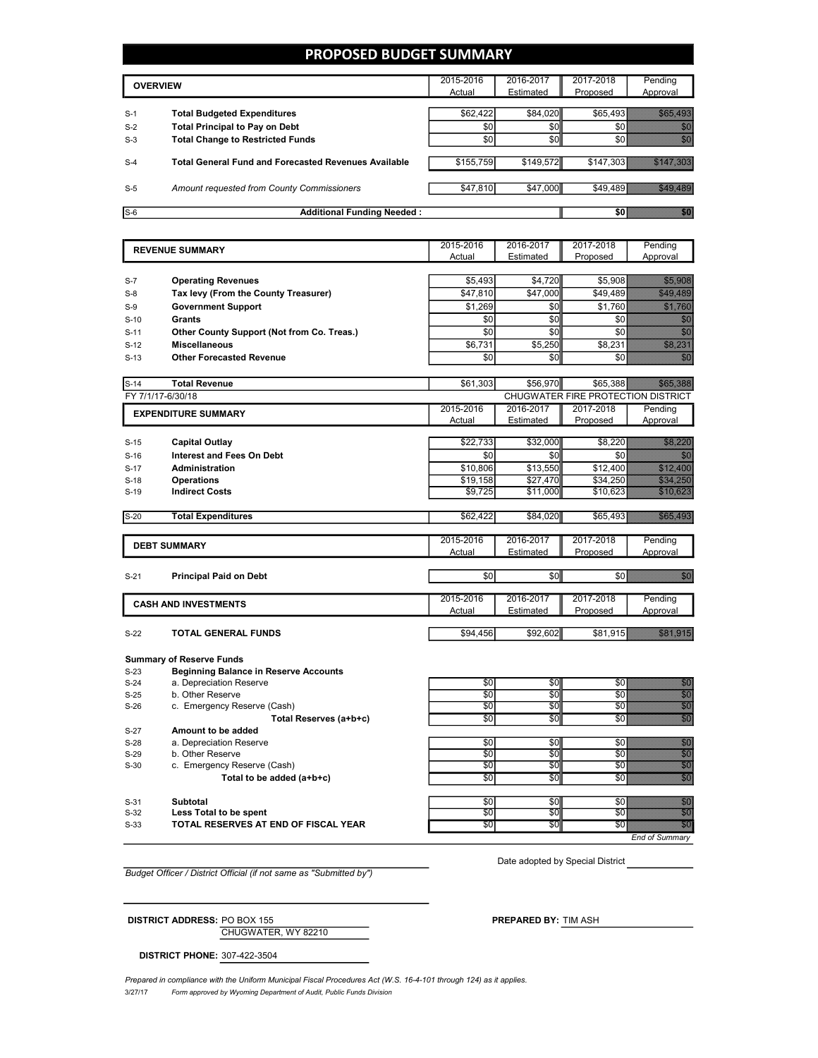# PROPOSED BUDGET SUMMARY

| | OVERVIEW | 2015-2016 Actual | 2016-2017 Estimated | 2017-2018 Proposed | Pending Approval |
|---|---|---|---|---|---|
| S-1 | **Total Budgeted Expenditures** | $62,422 | $84,020 | $65,493 | $65,493 |
| S-2 | **Total Principal to Pay on Debt** | $0 | $0 | $0 | $0 |
| S-3 | **Total Change to Restricted Funds** | $0 | $0 | $0 | $0 |
| S-4 | **Total General Fund and Forecasted Revenues Available** | $155,759 | $149,572 | $147,303 | $147,303 |
| S-5 | *Amount requested from County Commissioners* | $47,810 | $47,000 | $49,489 | $49,489 |
| S-6 | **Additional Funding Needed :** | | | $0 | $0 |

| | REVENUE SUMMARY | 2015-2016 Actual | 2016-2017 Estimated | 2017-2018 Proposed | Pending Approval |
|---|---|---|---|---|---|
| S-7 | **Operating Revenues** | $5,493 | $4,720 | $5,908 | $5,908 |
| S-8 | **Tax levy (From the County Treasurer)** | $47,810 | $47,000 | $49,489 | $49,489 |
| S-9 | **Government Support** | $1,269 | $0 | $1,760 | $1,760 |
| S-10 | **Grants** | $0 | $0 | $0 | $0 |
| S-11 | **Other County Support (Not from Co. Treas.)** | $0 | $0 | $0 | $0 |
| S-12 | **Miscellaneous** | $6,731 | $5,250 | $8,231 | $8,231 |
| S-13 | **Other Forecasted Revenue** | $0 | $0 | $0 | $0 |
| S-14 | **Total Revenue** | $61,303 | $56,970 | $65,388 | $65,388 |

FY 7/1/17-6/30/18 — CHUGWATER FIRE PROTECTION DISTRICT

| | EXPENDITURE SUMMARY | 2015-2016 Actual | 2016-2017 Estimated | 2017-2018 Proposed | Pending Approval |
|---|---|---|---|---|---|
| S-15 | **Capital Outlay** | $22,733 | $32,000 | $8,220 | $8,220 |
| S-16 | **Interest and Fees On Debt** | $0 | $0 | $0 | $0 |
| S-17 | **Administration** | $10,806 | $13,550 | $12,400 | $12,400 |
| S-18 | **Operations** | $19,158 | $27,470 | $34,250 | $34,250 |
| S-19 | **Indirect Costs** | $9,725 | $11,000 | $10,623 | $10,623 |
| S-20 | **Total Expenditures** | $62,422 | $84,020 | $65,493 | $65,493 |

| | DEBT SUMMARY | 2015-2016 Actual | 2016-2017 Estimated | 2017-2018 Proposed | Pending Approval |
|---|---|---|---|---|---|
| S-21 | **Principal Paid on Debt** | $0 | $0 | $0 | $0 |

| | CASH AND INVESTMENTS | 2015-2016 Actual | 2016-2017 Estimated | 2017-2018 Proposed | Pending Approval |
|---|---|---|---|---|---|
| S-22 | **TOTAL GENERAL FUNDS** | $94,456 | $92,602 | $81,915 | $81,915 |

**Summary of Reserve Funds**

| | | 2015-2016 | 2016-2017 | 2017-2018 | Pending |
|---|---|---|---|---|---|
| S-23 | **Beginning Balance in Reserve Accounts** | | | | |
| S-24 | a. Depreciation Reserve | $0 | $0 | $0 | $0 |
| S-25 | b. Other Reserve | $0 | $0 | $0 | $0 |
| S-26 | c. Emergency Reserve (Cash) | $0 | $0 | $0 | $0 |
| | **Total Reserves (a+b+c)** | $0 | $0 | $0 | $0 |
| S-27 | **Amount to be added** | | | | |
| S-28 | a. Depreciation Reserve | $0 | $0 | $0 | $0 |
| S-29 | b. Other Reserve | $0 | $0 | $0 | $0 |
| S-30 | c. Emergency Reserve (Cash) | $0 | $0 | $0 | $0 |
| | **Total to be added (a+b+c)** | $0 | $0 | $0 | $0 |
| S-31 | **Subtotal** | $0 | $0 | $0 | $0 |
| S-32 | **Less Total to be spent** | $0 | $0 | $0 | $0 |
| S-33 | **TOTAL RESERVES AT END OF FISCAL YEAR** | $0 | $0 | $0 | $0 |

*End of Summary*

*Budget Officer / District Official (if not same as "Submitted by")*

Date adopted by Special District

**DISTRICT ADDRESS:** PO BOX 155
CHUGWATER, WY 82210

**PREPARED BY:** TIM ASH

**DISTRICT PHONE:** 307-422-3504

*Prepared in compliance with the Uniform Municipal Fiscal Procedures Act (W.S. 16-4-101 through 124) as it applies.*

3/27/17 *Form approved by Wyoming Department of Audit, Public Funds Division*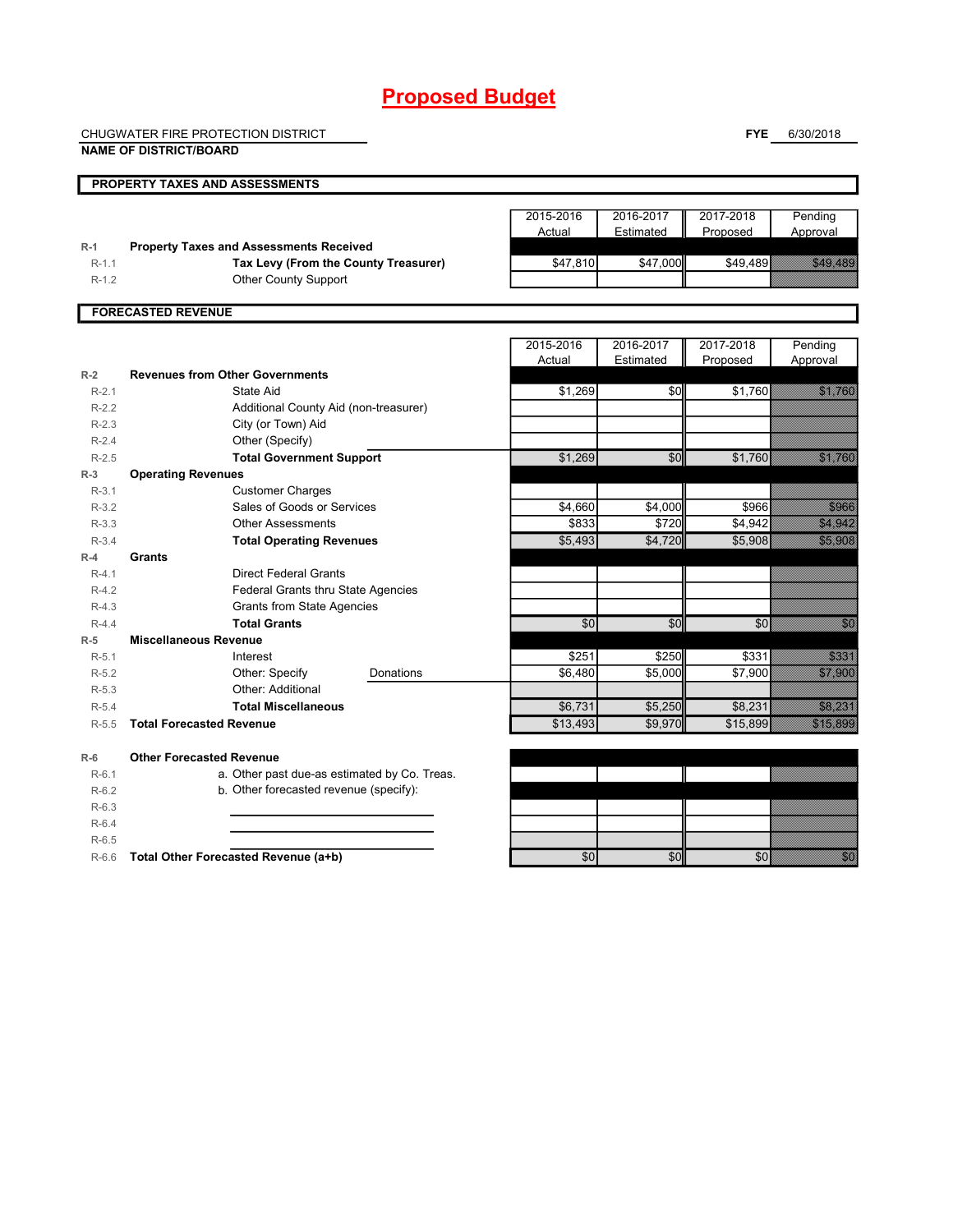# Proposed Budget

CHUGWATER FIRE PROTECTION DISTRICT
**NAME OF DISTRICT/BOARD**

**FYE** 6/30/2018

## PROPERTY TAXES AND ASSESSMENTS

| | | 2015-2016 Actual | 2016-2017 Estimated | 2017-2018 Proposed | Pending Approval |
|---|---|---|---|---|---|
| R-1 | **Property Taxes and Assessments Received** | | | | |
| R-1.1 | **Tax Levy (From the County Treasurer)** | $47,810 | $47,000 | $49,489 | $49,489 |
| R-1.2 | Other County Support | | | | |

## FORECASTED REVENUE

| | | 2015-2016 Actual | 2016-2017 Estimated | 2017-2018 Proposed | Pending Approval |
|---|---|---|---|---|---|
| R-2 | **Revenues from Other Governments** | | | | |
| R-2.1 | State Aid | $1,269 | $0 | $1,760 | $1,760 |
| R-2.2 | Additional County Aid (non-treasurer) | | | | |
| R-2.3 | City (or Town) Aid | | | | |
| R-2.4 | Other (Specify) | | | | |
| R-2.5 | **Total Government Support** | $1,269 | $0 | $1,760 | $1,760 |
| R-3 | **Operating Revenues** | | | | |
| R-3.1 | Customer Charges | | | | |
| R-3.2 | Sales of Goods or Services | $4,660 | $4,000 | $966 | $966 |
| R-3.3 | Other Assessments | $833 | $720 | $4,942 | $4,942 |
| R-3.4 | **Total Operating Revenues** | $5,493 | $4,720 | $5,908 | $5,908 |
| R-4 | **Grants** | | | | |
| R-4.1 | Direct Federal Grants | | | | |
| R-4.2 | Federal Grants thru State Agencies | | | | |
| R-4.3 | Grants from State Agencies | | | | |
| R-4.4 | **Total Grants** | $0 | $0 | $0 | $0 |
| R-5 | **Miscellaneous Revenue** | | | | |
| R-5.1 | Interest | $251 | $250 | $331 | $331 |
| R-5.2 | Other: Specify Donations | $6,480 | $5,000 | $7,900 | $7,900 |
| R-5.3 | Other: Additional | | | | |
| R-5.4 | **Total Miscellaneous** | $6,731 | $5,250 | $8,231 | $8,231 |
| R-5.5 | **Total Forecasted Revenue** | $13,493 | $9,970 | $15,899 | $15,899 |
| R-6 | **Other Forecasted Revenue** | | | | |
| R-6.1 | a. Other past due-as estimated by Co. Treas. | | | | |
| R-6.2 | b. Other forecasted revenue (specify): | | | | |
| R-6.3 | | | | | |
| R-6.4 | | | | | |
| R-6.5 | | | | | |
| R-6.6 | **Total Other Forecasted Revenue (a+b)** | $0 | $0 | $0 | $0 |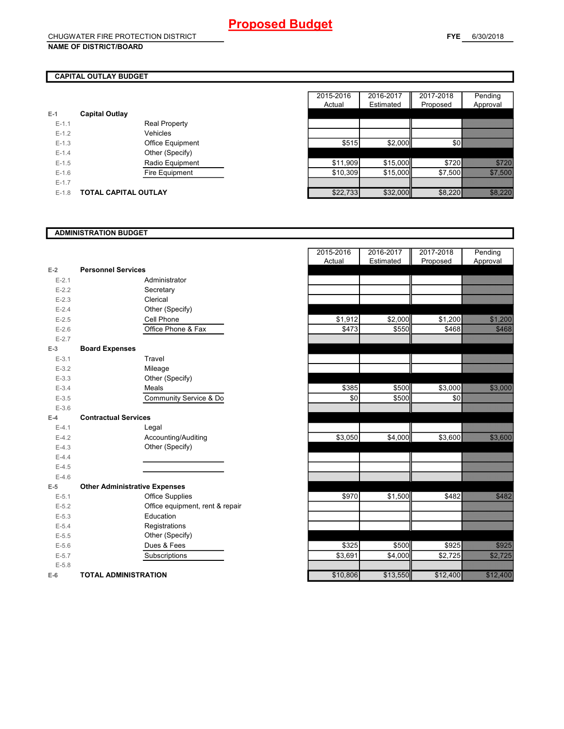# Proposed Budget

CHUGWATER FIRE PROTECTION DISTRICT

**NAME OF DISTRICT/BOARD**

**FYE** 6/30/2018

## CAPITAL OUTLAY BUDGET

| | | | 2015-2016 Actual | 2016-2017 Estimated | 2017-2018 Proposed | Pending Approval |
|---|---|---|---|---|---|---|
| **E-1** | **Capital Outlay** | | | | | |
| E-1.1 | | Real Property | | | | |
| E-1.2 | | Vehicles | | | | |
| E-1.3 | | Office Equipment | $515 | $2,000 | $0 | |
| E-1.4 | | Other (Specify) | | | | |
| E-1.5 | | Radio Equipment | $11,909 | $15,000 | $720 | $720 |
| E-1.6 | | Fire Equipment | $10,309 | $15,000 | $7,500 | $7,500 |
| E-1.7 | | | | | | |
| E-1.8 | **TOTAL CAPITAL OUTLAY** | | $22,733 | $32,000 | $8,220 | $8,220 |

## ADMINISTRATION BUDGET

| | | | 2015-2016 Actual | 2016-2017 Estimated | 2017-2018 Proposed | Pending Approval |
|---|---|---|---|---|---|---|
| **E-2** | **Personnel Services** | | | | | |
| E-2.1 | | Administrator | | | | |
| E-2.2 | | Secretary | | | | |
| E-2.3 | | Clerical | | | | |
| E-2.4 | | Other (Specify) | | | | |
| E-2.5 | | Cell Phone | $1,912 | $2,000 | $1,200 | $1,200 |
| E-2.6 | | Office Phone & Fax | $473 | $550 | $468 | $468 |
| E-2.7 | | | | | | |
| **E-3** | **Board Expenses** | | | | | |
| E-3.1 | | Travel | | | | |
| E-3.2 | | Mileage | | | | |
| E-3.3 | | Other (Specify) | | | | |
| E-3.4 | | Meals | $385 | $500 | $3,000 | $3,000 |
| E-3.5 | | Community Service & Do | $0 | $500 | $0 | |
| E-3.6 | | | | | | |
| **E-4** | **Contractual Services** | | | | | |
| E-4.1 | | Legal | | | | |
| E-4.2 | | Accounting/Auditing | $3,050 | $4,000 | $3,600 | $3,600 |
| E-4.3 | | Other (Specify) | | | | |
| E-4.4 | | | | | | |
| E-4.5 | | | | | | |
| E-4.6 | | | | | | |
| **E-5** | **Other Administrative Expenses** | | | | | |
| E-5.1 | | Office Supplies | $970 | $1,500 | $482 | $482 |
| E-5.2 | | Office equipment, rent & repair | | | | |
| E-5.3 | | Education | | | | |
| E-5.4 | | Registrations | | | | |
| E-5.5 | | Other (Specify) | | | | |
| E-5.6 | | Dues & Fees | $325 | $500 | $925 | $925 |
| E-5.7 | | Subscriptions | $3,691 | $4,000 | $2,725 | $2,725 |
| E-5.8 | | | | | | |
| **E-6** | **TOTAL ADMINISTRATION** | | $10,806 | $13,550 | $12,400 | $12,400 |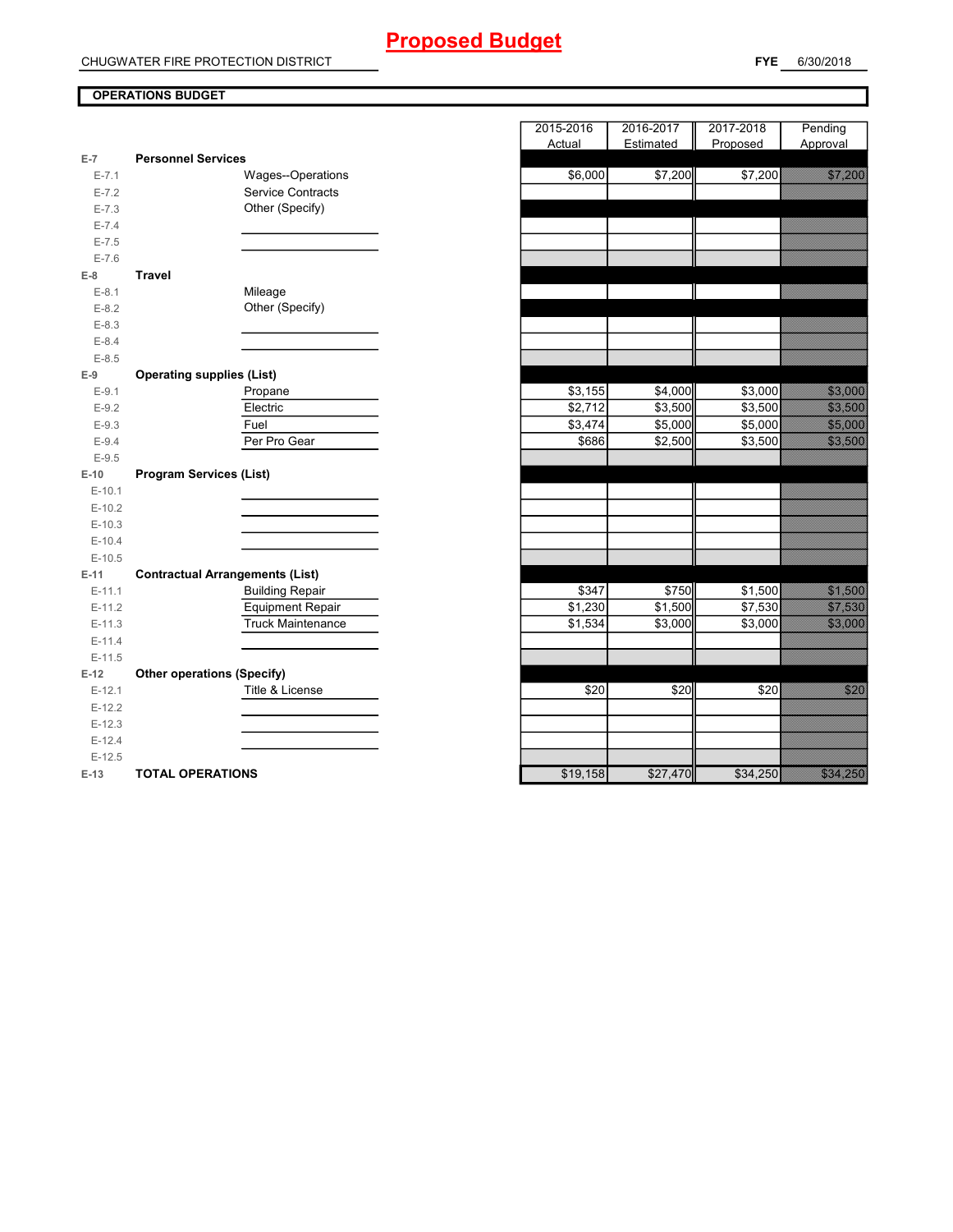# Proposed Budget

CHUGWATER FIRE PROTECTION DISTRICT

**FYE** 6/30/2018

**OPERATIONS BUDGET**

| | | | 2015-2016 Actual | 2016-2017 Estimated | 2017-2018 Proposed | Pending Approval |
|---|---|---|---|---|---|---|
| E-7 | **Personnel Services** | | | | | |
| E-7.1 | | Wages--Operations | $6,000 | $7,200 | $7,200 | $7,200 |
| E-7.2 | | Service Contracts | | | | |
| E-7.3 | | Other (Specify) | | | | |
| E-7.4 | | | | | | |
| E-7.5 | | | | | | |
| E-7.6 | | | | | | |
| E-8 | **Travel** | | | | | |
| E-8.1 | | Mileage | | | | |
| E-8.2 | | Other (Specify) | | | | |
| E-8.3 | | | | | | |
| E-8.4 | | | | | | |
| E-8.5 | | | | | | |
| E-9 | **Operating supplies (List)** | | | | | |
| E-9.1 | | Propane | $3,155 | $4,000 | $3,000 | $3,000 |
| E-9.2 | | Electric | $2,712 | $3,500 | $3,500 | $3,500 |
| E-9.3 | | Fuel | $3,474 | $5,000 | $5,000 | $5,000 |
| E-9.4 | | Per Pro Gear | $686 | $2,500 | $3,500 | $3,500 |
| E-9.5 | | | | | | |
| E-10 | **Program Services (List)** | | | | | |
| E-10.1 | | | | | | |
| E-10.2 | | | | | | |
| E-10.3 | | | | | | |
| E-10.4 | | | | | | |
| E-10.5 | | | | | | |
| E-11 | **Contractual Arrangements (List)** | | | | | |
| E-11.1 | | Building Repair | $347 | $750 | $1,500 | $1,500 |
| E-11.2 | | Equipment Repair | $1,230 | $1,500 | $7,530 | $7,530 |
| E-11.3 | | Truck Maintenance | $1,534 | $3,000 | $3,000 | $3,000 |
| E-11.4 | | | | | | |
| E-11.5 | | | | | | |
| E-12 | **Other operations (Specify)** | | | | | |
| E-12.1 | | Title & License | $20 | $20 | $20 | $20 |
| E-12.2 | | | | | | |
| E-12.3 | | | | | | |
| E-12.4 | | | | | | |
| E-12.5 | | | | | | |
| E-13 | **TOTAL OPERATIONS** | | $19,158 | $27,470 | $34,250 | $34,250 |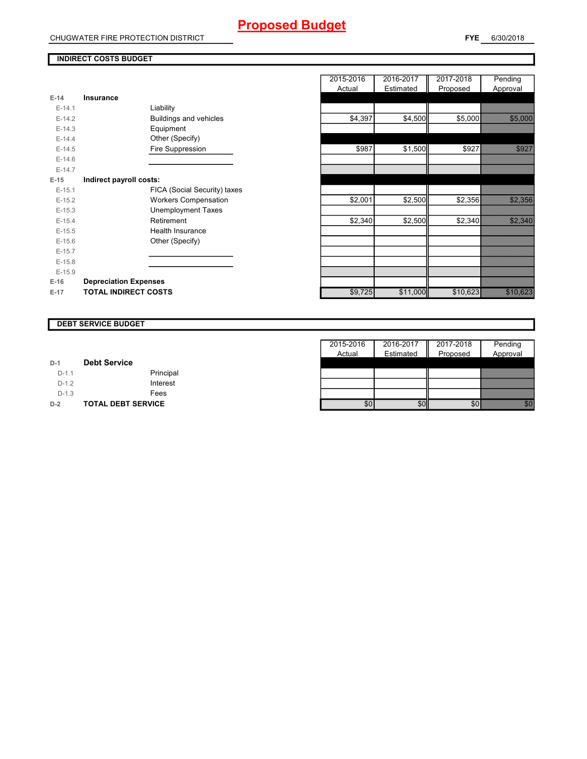# Proposed Budget

CHUGWATER FIRE PROTECTION DISTRICT **FYE** 6/30/2018

## INDIRECT COSTS BUDGET

| | | | 2015-2016 Actual | 2016-2017 Estimated | 2017-2018 Proposed | Pending Approval |
|---|---|---|---|---|---|---|
| **E-14** | **Insurance** | | | | | |
| E-14.1 | | Liability | | | | |
| E-14.2 | | Buildings and vehicles | $4,397 | $4,500 | $5,000 | $5,000 |
| E-14.3 | | Equipment | | | | |
| E-14.4 | | Other (Specify) | | | | |
| E-14.5 | | Fire Suppression | $987 | $1,500 | $927 | $927 |
| E-14.6 | | | | | | |
| E-14.7 | | | | | | |
| **E-15** | **Indirect payroll costs:** | | | | | |
| E-15.1 | | FICA (Social Security) taxes | | | | |
| E-15.2 | | Workers Compensation | $2,001 | $2,500 | $2,356 | $2,356 |
| E-15.3 | | Unemployment Taxes | | | | |
| E-15.4 | | Retirement | $2,340 | $2,500 | $2,340 | $2,340 |
| E-15.5 | | Health Insurance | | | | |
| E-15.6 | | Other (Specify) | | | | |
| E-15.7 | | | | | | |
| E-15.8 | | | | | | |
| E-15.9 | | | | | | |
| **E-16** | **Depreciation Expenses** | | | | | |
| **E-17** | **TOTAL INDIRECT COSTS** | | $9,725 | $11,000 | $10,623 | $10,623 |

## DEBT SERVICE BUDGET

| | | | 2015-2016 Actual | 2016-2017 Estimated | 2017-2018 Proposed | Pending Approval |
|---|---|---|---|---|---|---|
| **D-1** | **Debt Service** | | | | | |
| D-1.1 | | Principal | | | | |
| D-1.2 | | Interest | | | | |
| D-1.3 | | Fees | | | | |
| **D-2** | **TOTAL DEBT SERVICE** | | $0 | $0 | $0 | $0 |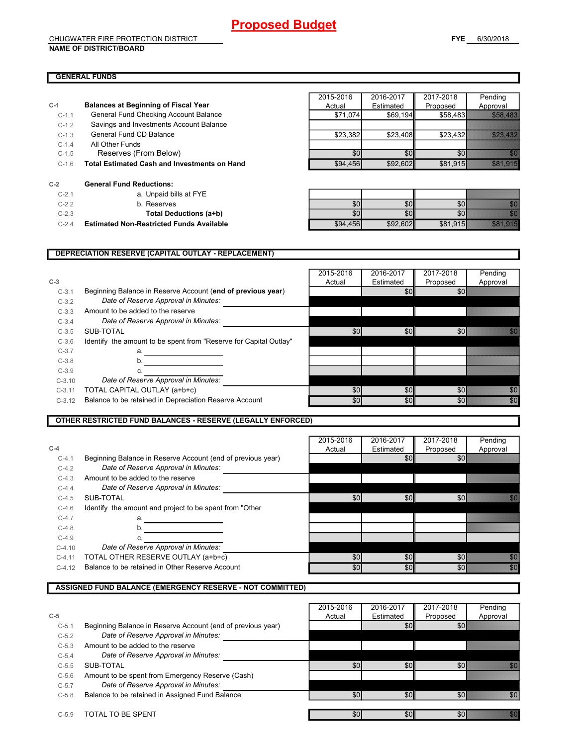# Proposed Budget

CHUGWATER FIRE PROTECTION DISTRICT
**NAME OF DISTRICT/BOARD**

**FYE** 6/30/2018

## GENERAL FUNDS

| | | 2015-2016 Actual | 2016-2017 Estimated | 2017-2018 Proposed | Pending Approval |
|---|---|---|---|---|---|
| **C-1** | **Balances at Beginning of Fiscal Year** | | | | |
| C-1.1 | General Fund Checking Account Balance | $71,074 | $69,194 | $58,483 | $58,483 |
| C-1.2 | Savings and Investments Account Balance | | | | |
| C-1.3 | General Fund CD Balance | $23,382 | $23,408 | $23,432 | $23,432 |
| C-1.4 | All Other Funds | | | | |
| C-1.5 | Reserves (From Below) | $0 | $0 | $0 | $0 |
| C-1.6 | **Total Estimated Cash and Investments on Hand** | $94,456 | $92,602 | $81,915 | $81,915 |
| **C-2** | **General Fund Reductions:** | | | | |
| C-2.1 | a. Unpaid bills at FYE | | | | |
| C-2.2 | b. Reserves | $0 | $0 | $0 | $0 |
| C-2.3 | **Total Deductions (a+b)** | $0 | $0 | $0 | $0 |
| C-2.4 | **Estimated Non-Restricted Funds Available** | $94,456 | $92,602 | $81,915 | $81,915 |

## DEPRECIATION RESERVE (CAPITAL OUTLAY - REPLACEMENT)

| | | 2015-2016 Actual | 2016-2017 Estimated | 2017-2018 Proposed | Pending Approval |
|---|---|---|---|---|---|
| **C-3** | | | | | |
| C-3.1 | Beginning Balance in Reserve Account (**end of previous year**) | | $0 | $0 | |
| C-3.2 | *Date of Reserve Approval in Minutes:* | | | | |
| C-3.3 | Amount to be added to the reserve | | | | |
| C-3.4 | *Date of Reserve Approval in Minutes:* | | | | |
| C-3.5 | SUB-TOTAL | $0 | $0 | $0 | $0 |
| C-3.6 | Identify the amount to be spent from "Reserve for Capital Outlay" | | | | |
| C-3.7 | a. | | | | |
| C-3.8 | b. | | | | |
| C-3.9 | c. | | | | |
| C-3.10 | *Date of Reserve Approval in Minutes:* | | | | |
| C-3.11 | TOTAL CAPITAL OUTLAY (a+b+c) | $0 | $0 | $0 | $0 |
| C-3.12 | Balance to be retained in Depreciation Reserve Account | $0 | $0 | $0 | $0 |

## OTHER RESTRICTED FUND BALANCES - RESERVE (LEGALLY ENFORCED)

| | | 2015-2016 Actual | 2016-2017 Estimated | 2017-2018 Proposed | Pending Approval |
|---|---|---|---|---|---|
| **C-4** | | | | | |
| C-4.1 | Beginning Balance in Reserve Account (end of previous year) | | $0 | $0 | |
| C-4.2 | *Date of Reserve Approval in Minutes:* | | | | |
| C-4.3 | Amount to be added to the reserve | | | | |
| C-4.4 | *Date of Reserve Approval in Minutes:* | | | | |
| C-4.5 | SUB-TOTAL | $0 | $0 | $0 | $0 |
| C-4.6 | Identify the amount and project to be spent from "Other | | | | |
| C-4.7 | a. | | | | |
| C-4.8 | b. | | | | |
| C-4.9 | c. | | | | |
| C-4.10 | *Date of Reserve Approval in Minutes:* | | | | |
| C-4.11 | TOTAL OTHER RESERVE OUTLAY (a+b+c) | $0 | $0 | $0 | $0 |
| C-4.12 | Balance to be retained in Other Reserve Account | $0 | $0 | $0 | $0 |

## ASSIGNED FUND BALANCE (EMERGENCY RESERVE - NOT COMMITTED)

| | | 2015-2016 Actual | 2016-2017 Estimated | 2017-2018 Proposed | Pending Approval |
|---|---|---|---|---|---|
| **C-5** | | | | | |
| C-5.1 | Beginning Balance in Reserve Account (end of previous year) | | $0 | $0 | |
| C-5.2 | *Date of Reserve Approval in Minutes:* | | | | |
| C-5.3 | Amount to be added to the reserve | | | | |
| C-5.4 | *Date of Reserve Approval in Minutes:* | | | | |
| C-5.5 | SUB-TOTAL | $0 | $0 | $0 | $0 |
| C-5.6 | Amount to be spent from Emergency Reserve (Cash) | | | | |
| C-5.7 | *Date of Reserve Approval in Minutes:* | | | | |
| C-5.8 | Balance to be retained in Assigned Fund Balance | $0 | $0 | $0 | $0 |
| C-5.9 | TOTAL TO BE SPENT | $0 | $0 | $0 | $0 |